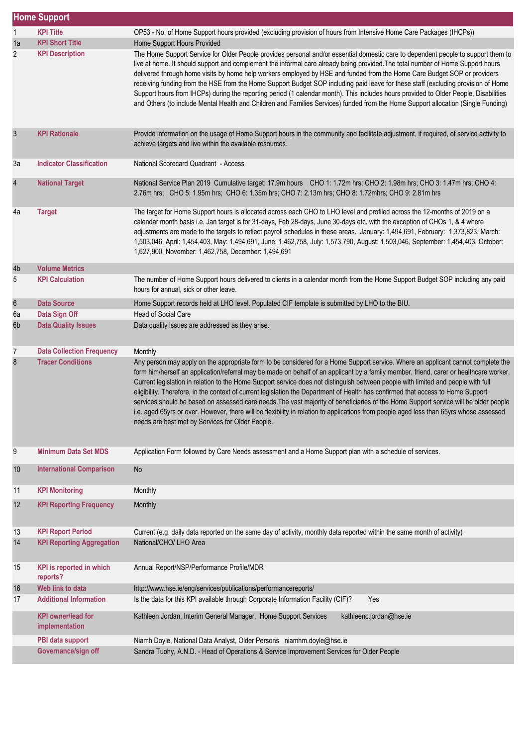| Home Support | | |
|---|---|---|
| 1 | **KPI Title** | OP53 - No. of Home Support hours provided (excluding provision of hours from Intensive Home Care Packages (IHCPs)) |
| 1a | **KPI Short Title** | Home Support Hours Provided |
| 2 | **KPI Description** | The Home Support Service for Older People provides personal and/or essential domestic care to dependent people to support them to live at home. It should support and complement the informal care already being provided.The total number of Home Support hours delivered through home visits by home help workers employed by HSE and funded from the Home Care Budget SOP or providers receiving funding from the HSE from the Home Support Budget SOP including paid leave for these staff (excluding provision of Home Support hours from IHCPs) during the reporting period (1 calendar month). This includes hours provided to Older People, Disabilities and Others (to include Mental Health and Children and Families Services) funded from the Home Support allocation (Single Funding) |
| 3 | **KPI Rationale** | Provide information on the usage of Home Support hours in the community and facilitate adjustment, if required, of service activity to achieve targets and live within the available resources. |
| 3a | **Indicator Classification** | National Scorecard Quadrant - Access |
| 4 | **National Target** | National Service Plan 2019 Cumulative target: 17.9m hours CHO 1: 1.72m hrs; CHO 2: 1.98m hrs; CHO 3: 1.47m hrs; CHO 4: 2.76m hrs; CHO 5: 1.95m hrs; CHO 6: 1.35m hrs; CHO 7: 2.13m hrs; CHO 8: 1.72mhrs; CHO 9: 2.81m hrs |
| 4a | **Target** | The target for Home Support hours is allocated across each CHO to LHO level and profiled across the 12-months of 2019 on a calendar month basis i.e. Jan target is for 31-days, Feb 28-days, June 30-days etc. with the exception of CHOs 1, & 4 where adjustments are made to the targets to reflect payroll schedules in these areas. January: 1,494,691, February: 1,373,823, March: 1,503,046, April: 1,454,403, May: 1,494,691, June: 1,462,758, July: 1,573,790, August: 1,503,046, September: 1,454,403, October: 1,627,900, November: 1,462,758, December: 1,494,691 |
| 4b | **Volume Metrics** | |
| 5 | **KPI Calculation** | The number of Home Support hours delivered to clients in a calendar month from the Home Support Budget SOP including any paid hours for annual, sick or other leave. |
| 6 | **Data Source** | Home Support records held at LHO level. Populated CIF template is submitted by LHO to the BIU. |
| 6a | **Data Sign Off** | Head of Social Care |
| 6b | **Data Quality Issues** | Data quality issues are addressed as they arise. |
| 7 | **Data Collection Frequency** | Monthly |
| 8 | **Tracer Conditions** | Any person may apply on the appropriate form to be considered for a Home Support service. Where an applicant cannot complete the form him/herself an application/referral may be made on behalf of an applicant by a family member, friend, carer or healthcare worker. Current legislation in relation to the Home Support service does not distinguish between people with limited and people with full eligibility. Therefore, in the context of current legislation the Department of Health has confirmed that access to Home Support services should be based on assessed care needs.The vast majority of beneficiaries of the Home Support service will be older people i.e. aged 65yrs or over. However, there will be flexibility in relation to applications from people aged less than 65yrs whose assessed needs are best met by Services for Older People. |
| 9 | **Minimum Data Set MDS** | Application Form followed by Care Needs assessment and a Home Support plan with a schedule of services. |
| 10 | **International Comparison** | No |
| 11 | **KPI Monitoring** | Monthly |
| 12 | **KPI Reporting Frequency** | Monthly |
| 13 | **KPI Report Period** | Current (e.g. daily data reported on the same day of activity, monthly data reported within the same month of activity) |
| 14 | **KPI Reporting Aggregation** | National/CHO/ LHO Area |
| 15 | **KPI is reported in which reports?** | Annual Report/NSP/Performance Profile/MDR |
| 16 | **Web link to data** | http://www.hse.ie/eng/services/publications/performancereports/ |
| 17 | **Additional Information** | Is the data for this KPI available through Corporate Information Facility (CIF)? Yes |
| | **KPI owner/lead for implementation** | Kathleen Jordan, Interim General Manager, Home Support Services kathleenc.jordan@hse.ie |
| | **PBI data support** | Niamh Doyle, National Data Analyst, Older Persons niamhm.doyle@hse.ie |
| | **Governance/sign off** | Sandra Tuohy, A.N.D. - Head of Operations & Service Improvement Services for Older People |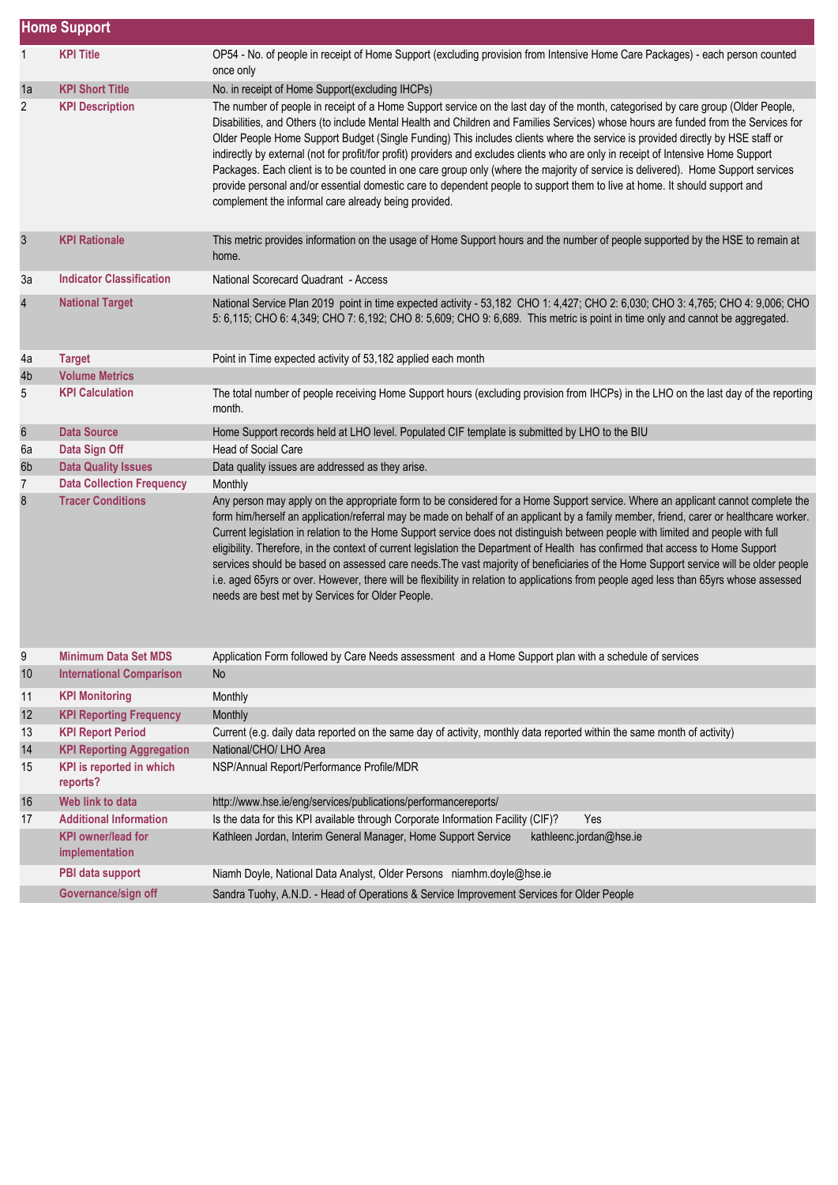| Home Support | | |
|---|---|---|
| 1 | **KPI Title** | OP54 - No. of people in receipt of Home Support (excluding provision from Intensive Home Care Packages) - each person counted once only |
| 1a | **KPI Short Title** | No. in receipt of Home Support(excluding IHCPs) |
| 2 | **KPI Description** | The number of people in receipt of a Home Support service on the last day of the month, categorised by care group (Older People, Disabilities, and Others (to include Mental Health and Children and Families Services) whose hours are funded from the Services for Older People Home Support Budget (Single Funding) This includes clients where the service is provided directly by HSE staff or indirectly by external (not for profit/for profit) providers and excludes clients who are only in receipt of Intensive Home Support Packages. Each client is to be counted in one care group only (where the majority of service is delivered). Home Support services provide personal and/or essential domestic care to dependent people to support them to live at home. It should support and complement the informal care already being provided. |
| 3 | **KPI Rationale** | This metric provides information on the usage of Home Support hours and the number of people supported by the HSE to remain at home. |
| 3a | **Indicator Classification** | National Scorecard Quadrant - Access |
| 4 | **National Target** | National Service Plan 2019 point in time expected activity - 53,182 CHO 1: 4,427; CHO 2: 6,030; CHO 3: 4,765; CHO 4: 9,006; CHO 5: 6,115; CHO 6: 4,349; CHO 7: 6,192; CHO 8: 5,609; CHO 9: 6,689. This metric is point in time only and cannot be aggregated. |
| 4a | **Target** | Point in Time expected activity of 53,182 applied each month |
| 4b | **Volume Metrics** | |
| 5 | **KPI Calculation** | The total number of people receiving Home Support hours (excluding provision from IHCPs) in the LHO on the last day of the reporting month. |
| 6 | **Data Source** | Home Support records held at LHO level. Populated CIF template is submitted by LHO to the BIU |
| 6a | **Data Sign Off** | Head of Social Care |
| 6b | **Data Quality Issues** | Data quality issues are addressed as they arise. |
| 7 | **Data Collection Frequency** | Monthly |
| 8 | **Tracer Conditions** | Any person may apply on the appropriate form to be considered for a Home Support service. Where an applicant cannot complete the form him/herself an application/referral may be made on behalf of an applicant by a family member, friend, carer or healthcare worker. Current legislation in relation to the Home Support service does not distinguish between people with limited and people with full eligibility. Therefore, in the context of current legislation the Department of Health has confirmed that access to Home Support services should be based on assessed care needs.The vast majority of beneficiaries of the Home Support service will be older people i.e. aged 65yrs or over. However, there will be flexibility in relation to applications from people aged less than 65yrs whose assessed needs are best met by Services for Older People. |
| 9 | **Minimum Data Set MDS** | Application Form followed by Care Needs assessment and a Home Support plan with a schedule of services |
| 10 | **International Comparison** | No |
| 11 | **KPI Monitoring** | Monthly |
| 12 | **KPI Reporting Frequency** | Monthly |
| 13 | **KPI Report Period** | Current (e.g. daily data reported on the same day of activity, monthly data reported within the same month of activity) |
| 14 | **KPI Reporting Aggregation** | National/CHO/ LHO Area |
| 15 | **KPI is reported in which reports?** | NSP/Annual Report/Performance Profile/MDR |
| 16 | **Web link to data** | http://www.hse.ie/eng/services/publications/performancereports/ |
| 17 | **Additional Information** | Is the data for this KPI available through Corporate Information Facility (CIF)? Yes |
| | **KPI owner/lead for implementation** | Kathleen Jordan, Interim General Manager, Home Support Service kathleenc.jordan@hse.ie |
| | **PBI data support** | Niamh Doyle, National Data Analyst, Older Persons niamhm.doyle@hse.ie |
| | **Governance/sign off** | Sandra Tuohy, A.N.D. - Head of Operations & Service Improvement Services for Older People |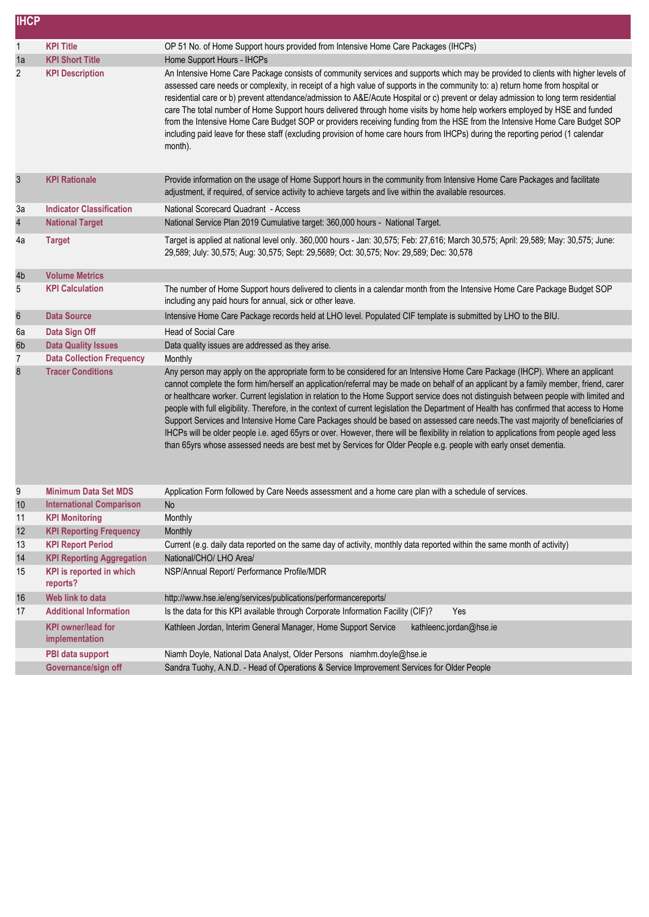# IHCP

| | | |
|---|---|---|
| 1 | **KPI Title** | OP 51 No. of Home Support hours provided from Intensive Home Care Packages (IHCPs) |
| 1a | **KPI Short Title** | Home Support Hours - IHCPs |
| 2 | **KPI Description** | An Intensive Home Care Package consists of community services and supports which may be provided to clients with higher levels of assessed care needs or complexity, in receipt of a high value of supports in the community to: a) return home from hospital or residential care or b) prevent attendance/admission to A&E/Acute Hospital or c) prevent or delay admission to long term residential care The total number of Home Support hours delivered through home visits by home help workers employed by HSE and funded from the Intensive Home Care Budget SOP or providers receiving funding from the HSE from the Intensive Home Care Budget SOP including paid leave for these staff (excluding provision of home care hours from IHCPs) during the reporting period (1 calendar month). |
| 3 | **KPI Rationale** | Provide information on the usage of Home Support hours in the community from Intensive Home Care Packages and facilitate adjustment, if required, of service activity to achieve targets and live within the available resources. |
| 3a | **Indicator Classification** | National Scorecard Quadrant - Access |
| 4 | **National Target** | National Service Plan 2019 Cumulative target: 360,000 hours - National Target. |
| 4a | **Target** | Target is applied at national level only. 360,000 hours - Jan: 30,575; Feb: 27,616; March 30,575; April: 29,589; May: 30,575; June: 29,589; July: 30,575; Aug: 30,575; Sept: 29,5689; Oct: 30,575; Nov: 29,589; Dec: 30,578 |
| 4b | **Volume Metrics** | |
| 5 | **KPI Calculation** | The number of Home Support hours delivered to clients in a calendar month from the Intensive Home Care Package Budget SOP including any paid hours for annual, sick or other leave. |
| 6 | **Data Source** | Intensive Home Care Package records held at LHO level. Populated CIF template is submitted by LHO to the BIU. |
| 6a | **Data Sign Off** | Head of Social Care |
| 6b | **Data Quality Issues** | Data quality issues are addressed as they arise. |
| 7 | **Data Collection Frequency** | Monthly |
| 8 | **Tracer Conditions** | Any person may apply on the appropriate form to be considered for an Intensive Home Care Package (IHCP). Where an applicant cannot complete the form him/herself an application/referral may be made on behalf of an applicant by a family member, friend, carer or healthcare worker. Current legislation in relation to the Home Support service does not distinguish between people with limited and people with full eligibility. Therefore, in the context of current legislation the Department of Health has confirmed that access to Home Support Services and Intensive Home Care Packages should be based on assessed care needs.The vast majority of beneficiaries of IHCPs will be older people i.e. aged 65yrs or over. However, there will be flexibility in relation to applications from people aged less than 65yrs whose assessed needs are best met by Services for Older People e.g. people with early onset dementia. |
| 9 | **Minimum Data Set MDS** | Application Form followed by Care Needs assessment and a home care plan with a schedule of services. |
| 10 | **International Comparison** | No |
| 11 | **KPI Monitoring** | Monthly |
| 12 | **KPI Reporting Frequency** | Monthly |
| 13 | **KPI Report Period** | Current (e.g. daily data reported on the same day of activity, monthly data reported within the same month of activity) |
| 14 | **KPI Reporting Aggregation** | National/CHO/ LHO Area/ |
| 15 | **KPI is reported in which reports?** | NSP/Annual Report/ Performance Profile/MDR |
| 16 | **Web link to data** | http://www.hse.ie/eng/services/publications/performancereports/ |
| 17 | **Additional Information** | Is the data for this KPI available through Corporate Information Facility (CIF)? Yes |
| | **KPI owner/lead for implementation** | Kathleen Jordan, Interim General Manager, Home Support Service kathleenc.jordan@hse.ie |
| | **PBI data support** | Niamh Doyle, National Data Analyst, Older Persons niamhm.doyle@hse.ie |
| | **Governance/sign off** | Sandra Tuohy, A.N.D. - Head of Operations & Service Improvement Services for Older People |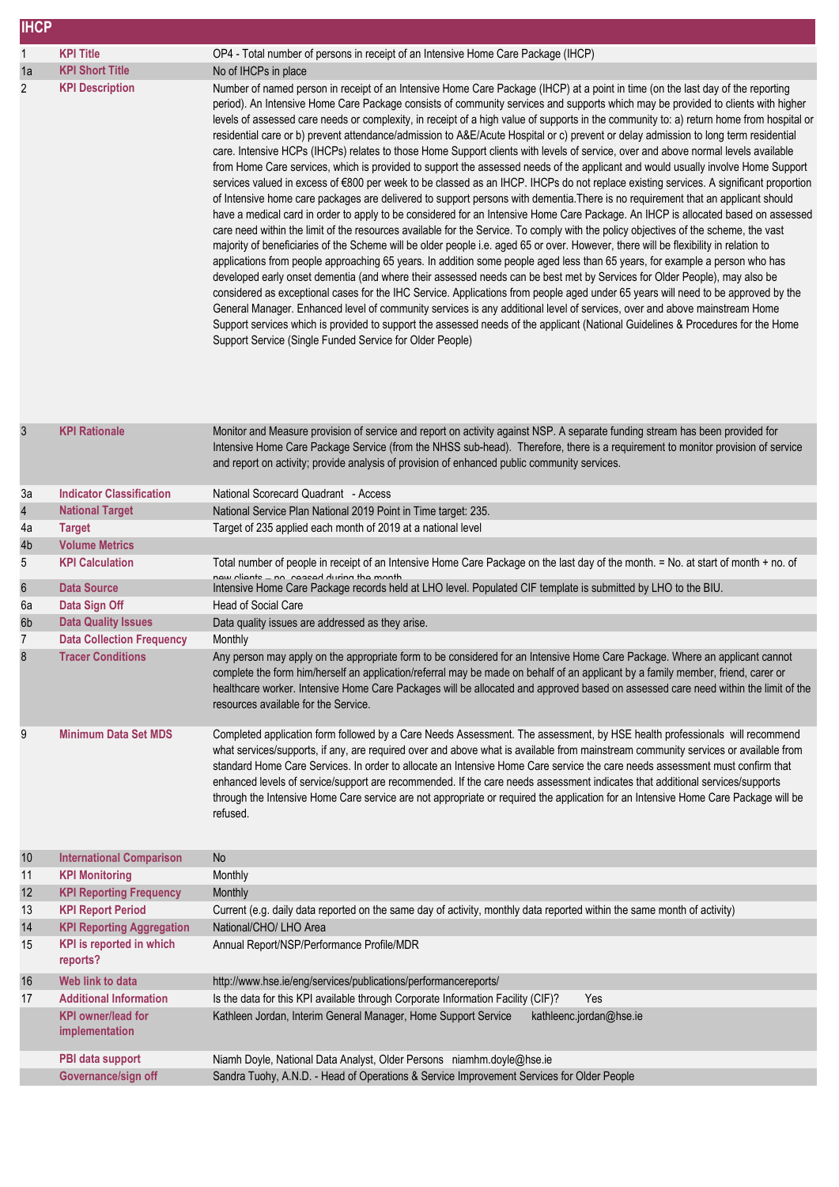## IHCP

| | | |
|---|---|---|
| 1 | **KPI Title** | OP4 - Total number of persons in receipt of an Intensive Home Care Package (IHCP) |
| 1a | **KPI Short Title** | No of IHCPs in place |
| 2 | **KPI Description** | Number of named person in receipt of an Intensive Home Care Package (IHCP) at a point in time (on the last day of the reporting period). An Intensive Home Care Package consists of community services and supports which may be provided to clients with higher levels of assessed care needs or complexity, in receipt of a high value of supports in the community to: a) return home from hospital or residential care or b) prevent attendance/admission to A&E/Acute Hospital or c) prevent or delay admission to long term residential care. Intensive HCPs (IHCPs) relates to those Home Support clients with levels of service, over and above normal levels available from Home Care services, which is provided to support the assessed needs of the applicant and would usually involve Home Support services valued in excess of €800 per week to be classed as an IHCP. IHCPs do not replace existing services. A significant proportion of Intensive home care packages are delivered to support persons with dementia.There is no requirement that an applicant should have a medical card in order to apply to be considered for an Intensive Home Care Package. An IHCP is allocated based on assessed care need within the limit of the resources available for the Service. To comply with the policy objectives of the scheme, the vast majority of beneficiaries of the Scheme will be older people i.e. aged 65 or over. However, there will be flexibility in relation to applications from people approaching 65 years. In addition some people aged less than 65 years, for example a person who has developed early onset dementia (and where their assessed needs can be best met by Services for Older People), may also be considered as exceptional cases for the IHC Service. Applications from people aged under 65 years will need to be approved by the General Manager. Enhanced level of community services is any additional level of services, over and above mainstream Home Support services which is provided to support the assessed needs of the applicant (National Guidelines & Procedures for the Home Support Service (Single Funded Service for Older People) |
| 3 | **KPI Rationale** | Monitor and Measure provision of service and report on activity against NSP. A separate funding stream has been provided for Intensive Home Care Package Service (from the NHSS sub-head). Therefore, there is a requirement to monitor provision of service and report on activity; provide analysis of provision of enhanced public community services. |
| 3a | **Indicator Classification** | National Scorecard Quadrant - Access |
| 4 | **National Target** | National Service Plan National 2019 Point in Time target: 235. |
| 4a | **Target** | Target of 235 applied each month of 2019 at a national level |
| 4b | **Volume Metrics** | |
| 5 | **KPI Calculation** | Total number of people in receipt of an Intensive Home Care Package on the last day of the month. = No. at start of month + no. of new clients – no. ceased during the month |
| 6 | **Data Source** | Intensive Home Care Package records held at LHO level. Populated CIF template is submitted by LHO to the BIU. |
| 6a | **Data Sign Off** | Head of Social Care |
| 6b | **Data Quality Issues** | Data quality issues are addressed as they arise. |
| 7 | **Data Collection Frequency** | Monthly |
| 8 | **Tracer Conditions** | Any person may apply on the appropriate form to be considered for an Intensive Home Care Package. Where an applicant cannot complete the form him/herself an application/referral may be made on behalf of an applicant by a family member, friend, carer or healthcare worker. Intensive Home Care Packages will be allocated and approved based on assessed care need within the limit of the resources available for the Service. |
| 9 | **Minimum Data Set MDS** | Completed application form followed by a Care Needs Assessment. The assessment, by HSE health professionals will recommend what services/supports, if any, are required over and above what is available from mainstream community services or available from standard Home Care Services. In order to allocate an Intensive Home Care service the care needs assessment must confirm that enhanced levels of service/support are recommended. If the care needs assessment indicates that additional services/supports through the Intensive Home Care service are not appropriate or required the application for an Intensive Home Care Package will be refused. |
| 10 | **International Comparison** | No |
| 11 | **KPI Monitoring** | Monthly |
| 12 | **KPI Reporting Frequency** | Monthly |
| 13 | **KPI Report Period** | Current (e.g. daily data reported on the same day of activity, monthly data reported within the same month of activity) |
| 14 | **KPI Reporting Aggregation** | National/CHO/ LHO Area |
| 15 | **KPI is reported in which reports?** | Annual Report/NSP/Performance Profile/MDR |
| 16 | **Web link to data** | http://www.hse.ie/eng/services/publications/performancereports/ |
| 17 | **Additional Information** | Is the data for this KPI available through Corporate Information Facility (CIF)? Yes |
| | **KPI owner/lead for implementation** | Kathleen Jordan, Interim General Manager, Home Support Service kathleenc.jordan@hse.ie |
| | **PBI data support** | Niamh Doyle, National Data Analyst, Older Persons niamhm.doyle@hse.ie |
| | **Governance/sign off** | Sandra Tuohy, A.N.D. - Head of Operations & Service Improvement Services for Older People |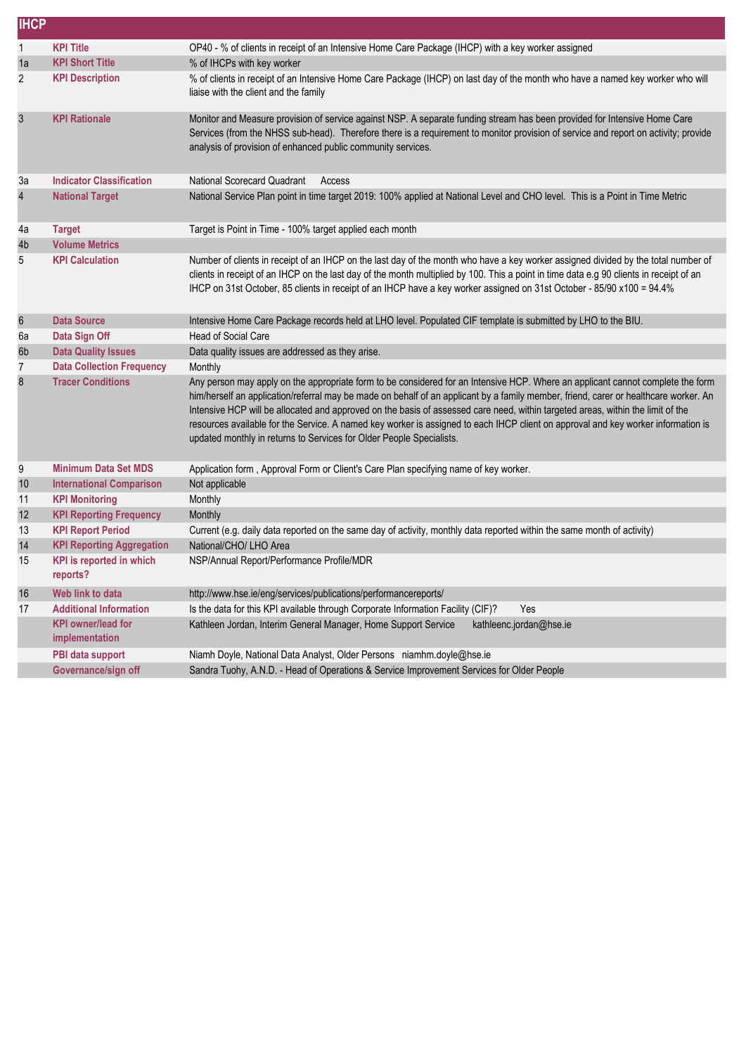# IHCP

| | | |
|---|---|---|
| 1 | **KPI Title** | OP40 - % of clients in receipt of an Intensive Home Care Package (IHCP) with a key worker assigned |
| 1a | **KPI Short Title** | % of IHCPs with key worker |
| 2 | **KPI Description** | % of clients in receipt of an Intensive Home Care Package (IHCP) on last day of the month who have a named key worker who will liaise with the client and the family |
| 3 | **KPI Rationale** | Monitor and Measure provision of service against NSP. A separate funding stream has been provided for Intensive Home Care Services (from the NHSS sub-head). Therefore there is a requirement to monitor provision of service and report on activity; provide analysis of provision of enhanced public community services. |
| 3a | **Indicator Classification** | National Scorecard Quadrant Access |
| 4 | **National Target** | National Service Plan point in time target 2019: 100% applied at National Level and CHO level. This is a Point in Time Metric |
| 4a | **Target** | Target is Point in Time - 100% target applied each month |
| 4b | **Volume Metrics** | |
| 5 | **KPI Calculation** | Number of clients in receipt of an IHCP on the last day of the month who have a key worker assigned divided by the total number of clients in receipt of an IHCP on the last day of the month multiplied by 100. This a point in time data e.g 90 clients in receipt of an IHCP on 31st October, 85 clients in receipt of an IHCP have a key worker assigned on 31st October - 85/90 x100 = 94.4% |
| 6 | **Data Source** | Intensive Home Care Package records held at LHO level. Populated CIF template is submitted by LHO to the BIU. |
| 6a | **Data Sign Off** | Head of Social Care |
| 6b | **Data Quality Issues** | Data quality issues are addressed as they arise. |
| 7 | **Data Collection Frequency** | Monthly |
| 8 | **Tracer Conditions** | Any person may apply on the appropriate form to be considered for an Intensive HCP. Where an applicant cannot complete the form him/herself an application/referral may be made on behalf of an applicant by a family member, friend, carer or healthcare worker. An Intensive HCP will be allocated and approved on the basis of assessed care need, within targeted areas, within the limit of the resources available for the Service. A named key worker is assigned to each IHCP client on approval and key worker information is updated monthly in returns to Services for Older People Specialists. |
| 9 | **Minimum Data Set MDS** | Application form , Approval Form or Client's Care Plan specifying name of key worker. |
| 10 | **International Comparison** | Not applicable |
| 11 | **KPI Monitoring** | Monthly |
| 12 | **KPI Reporting Frequency** | Monthly |
| 13 | **KPI Report Period** | Current (e.g. daily data reported on the same day of activity, monthly data reported within the same month of activity) |
| 14 | **KPI Reporting Aggregation** | National/CHO/ LHO Area |
| 15 | **KPI is reported in which reports?** | NSP/Annual Report/Performance Profile/MDR |
| 16 | **Web link to data** | http://www.hse.ie/eng/services/publications/performancereports/ |
| 17 | **Additional Information** | Is the data for this KPI available through Corporate Information Facility (CIF)? Yes |
| | **KPI owner/lead for implementation** | Kathleen Jordan, Interim General Manager, Home Support Service kathleenc.jordan@hse.ie |
| | **PBI data support** | Niamh Doyle, National Data Analyst, Older Persons niamhm.doyle@hse.ie |
| | **Governance/sign off** | Sandra Tuohy, A.N.D. - Head of Operations & Service Improvement Services for Older People |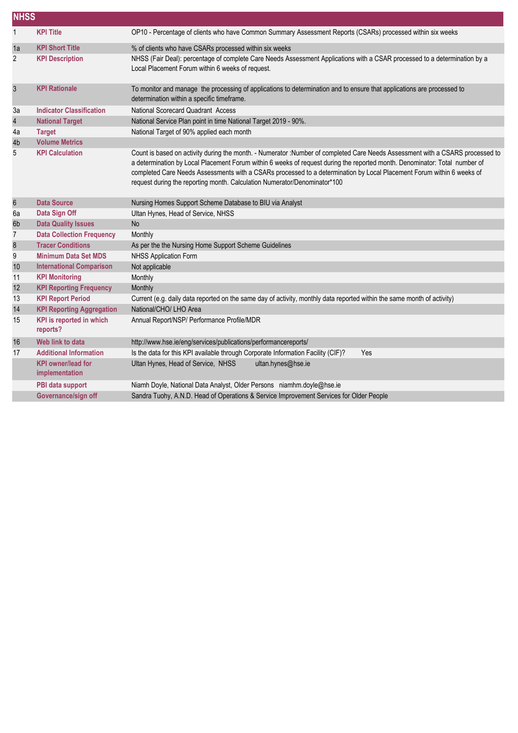# NHSS

| | | |
|---|---|---|
| 1 | **KPI Title** | OP10 - Percentage of clients who have Common Summary Assessment Reports (CSARs) processed within six weeks |
| 1a | **KPI Short Title** | % of clients who have CSARs processed within six weeks |
| 2 | **KPI Description** | NHSS (Fair Deal): percentage of complete Care Needs Assessment Applications with a CSAR processed to a determination by a Local Placement Forum within 6 weeks of request. |
| 3 | **KPI Rationale** | To monitor and manage the processing of applications to determination and to ensure that applications are processed to determination within a specific timeframe. |
| 3a | **Indicator Classification** | National Scorecard Quadrant Access |
| 4 | **National Target** | National Service Plan point in time National Target 2019 - 90%. |
| 4a | **Target** | National Target of 90% applied each month |
| 4b | **Volume Metrics** | |
| 5 | **KPI Calculation** | Count is based on activity during the month. - Numerator :Number of completed Care Needs Assessment with a CSARS processed to a determination by Local Placement Forum within 6 weeks of request during the reported month. Denominator: Total number of completed Care Needs Assessments with a CSARs processed to a determination by Local Placement Forum within 6 weeks of request during the reporting month. Calculation Numerator/Denominator*100 |
| 6 | **Data Source** | Nursing Homes Support Scheme Database to BIU via Analyst |
| 6a | **Data Sign Off** | Ultan Hynes, Head of Service, NHSS |
| 6b | **Data Quality Issues** | No |
| 7 | **Data Collection Frequency** | Monthly |
| 8 | **Tracer Conditions** | As per the the Nursing Home Support Scheme Guidelines |
| 9 | **Minimum Data Set MDS** | NHSS Application Form |
| 10 | **International Comparison** | Not applicable |
| 11 | **KPI Monitoring** | Monthly |
| 12 | **KPI Reporting Frequency** | Monthly |
| 13 | **KPI Report Period** | Current (e.g. daily data reported on the same day of activity, monthly data reported within the same month of activity) |
| 14 | **KPI Reporting Aggregation** | National/CHO/ LHO Area |
| 15 | **KPI is reported in which reports?** | Annual Report/NSP/ Performance Profile/MDR |
| 16 | **Web link to data** | http://www.hse.ie/eng/services/publications/performancereports/ |
| 17 | **Additional Information** | Is the data for this KPI available through Corporate Information Facility (CIF)? Yes |
| | **KPI owner/lead for implementation** | Ultan Hynes, Head of Service, NHSS ultan.hynes@hse.ie |
| | **PBI data support** | Niamh Doyle, National Data Analyst, Older Persons niamhm.doyle@hse.ie |
| | **Governance/sign off** | Sandra Tuohy, A.N.D. Head of Operations & Service Improvement Services for Older People |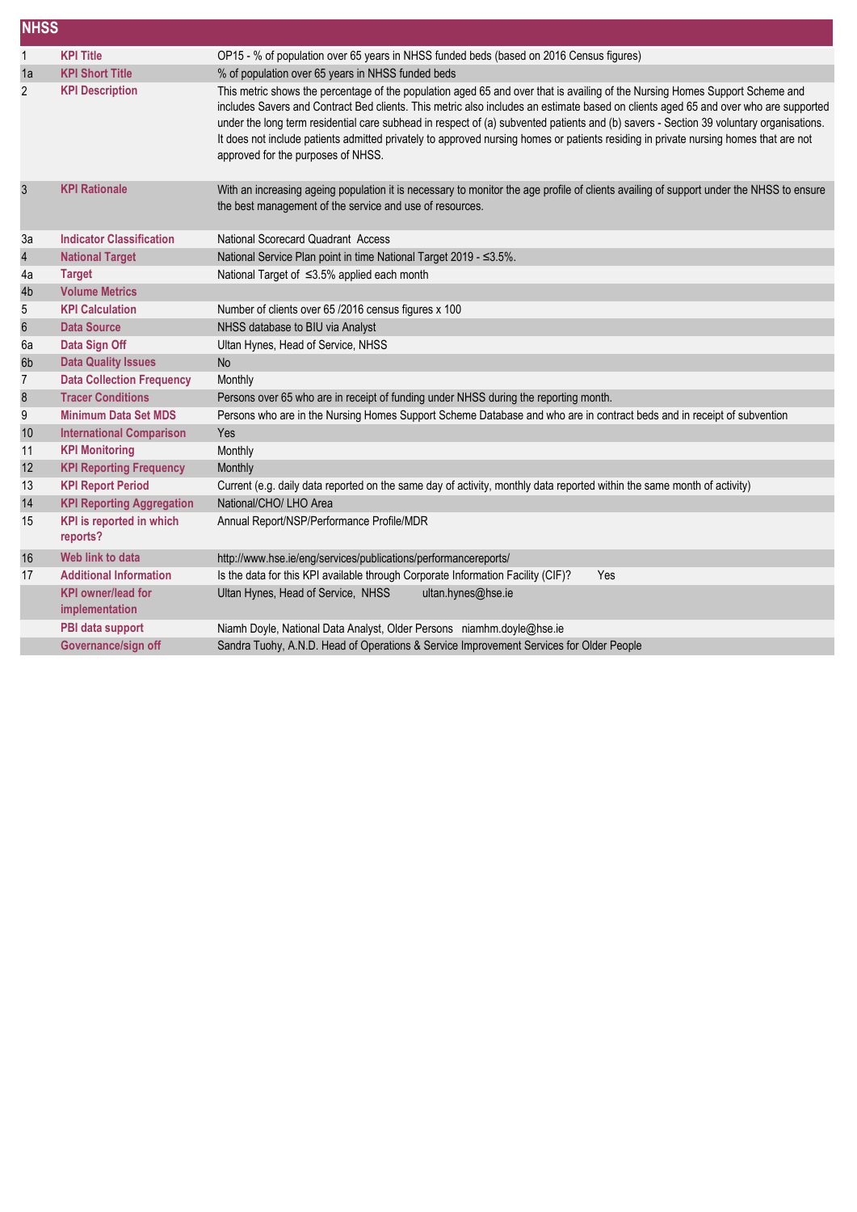## NHSS

| | | |
|---|---|---|
| 1 | **KPI Title** | OP15 - % of population over 65 years in NHSS funded beds (based on 2016 Census figures) |
| 1a | **KPI Short Title** | % of population over 65 years in NHSS funded beds |
| 2 | **KPI Description** | This metric shows the percentage of the population aged 65 and over that is availing of the Nursing Homes Support Scheme and includes Savers and Contract Bed clients. This metric also includes an estimate based on clients aged 65 and over who are supported under the long term residential care subhead in respect of (a) subvented patients and (b) savers - Section 39 voluntary organisations. It does not include patients admitted privately to approved nursing homes or patients residing in private nursing homes that are not approved for the purposes of NHSS. |
| 3 | **KPI Rationale** | With an increasing ageing population it is necessary to monitor the age profile of clients availing of support under the NHSS to ensure the best management of the service and use of resources. |
| 3a | **Indicator Classification** | National Scorecard Quadrant Access |
| 4 | **National Target** | National Service Plan point in time National Target 2019 - ≤3.5%. |
| 4a | **Target** | National Target of ≤3.5% applied each month |
| 4b | **Volume Metrics** | |
| 5 | **KPI Calculation** | Number of clients over 65 /2016 census figures x 100 |
| 6 | **Data Source** | NHSS database to BIU via Analyst |
| 6a | **Data Sign Off** | Ultan Hynes, Head of Service, NHSS |
| 6b | **Data Quality Issues** | No |
| 7 | **Data Collection Frequency** | Monthly |
| 8 | **Tracer Conditions** | Persons over 65 who are in receipt of funding under NHSS during the reporting month. |
| 9 | **Minimum Data Set MDS** | Persons who are in the Nursing Homes Support Scheme Database and who are in contract beds and in receipt of subvention |
| 10 | **International Comparison** | Yes |
| 11 | **KPI Monitoring** | Monthly |
| 12 | **KPI Reporting Frequency** | Monthly |
| 13 | **KPI Report Period** | Current (e.g. daily data reported on the same day of activity, monthly data reported within the same month of activity) |
| 14 | **KPI Reporting Aggregation** | National/CHO/ LHO Area |
| 15 | **KPI is reported in which reports?** | Annual Report/NSP/Performance Profile/MDR |
| 16 | **Web link to data** | http://www.hse.ie/eng/services/publications/performancereports/ |
| 17 | **Additional Information** | Is the data for this KPI available through Corporate Information Facility (CIF)? Yes |
| | **KPI owner/lead for implementation** | Ultan Hynes, Head of Service, NHSS ultan.hynes@hse.ie |
| | **PBI data support** | Niamh Doyle, National Data Analyst, Older Persons niamhm.doyle@hse.ie |
| | **Governance/sign off** | Sandra Tuohy, A.N.D. Head of Operations & Service Improvement Services for Older People |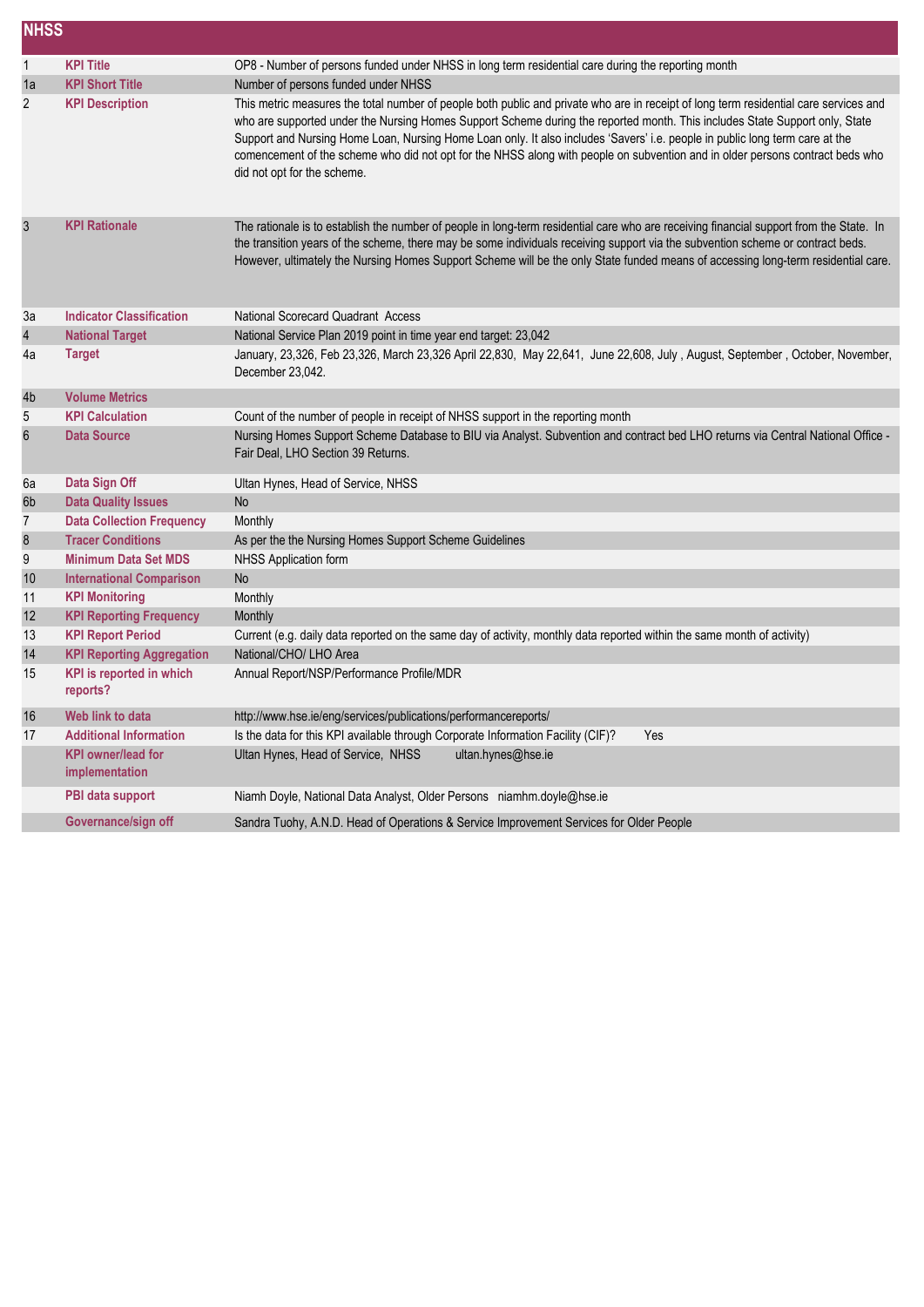## NHSS

| | | |
|---|---|---|
| 1 | **KPI Title** | OP8 - Number of persons funded under NHSS in long term residential care during the reporting month |
| 1a | **KPI Short Title** | Number of persons funded under NHSS |
| 2 | **KPI Description** | This metric measures the total number of people both public and private who are in receipt of long term residential care services and who are supported under the Nursing Homes Support Scheme during the reported month. This includes State Support only, State Support and Nursing Home Loan, Nursing Home Loan only. It also includes 'Savers' i.e. people in public long term care at the comencement of the scheme who did not opt for the NHSS along with people on subvention and in older persons contract beds who did not opt for the scheme. |
| 3 | **KPI Rationale** | The rationale is to establish the number of people in long-term residential care who are receiving financial support from the State. In the transition years of the scheme, there may be some individuals receiving support via the subvention scheme or contract beds. However, ultimately the Nursing Homes Support Scheme will be the only State funded means of accessing long-term residential care. |
| 3a | **Indicator Classification** | National Scorecard Quadrant Access |
| 4 | **National Target** | National Service Plan 2019 point in time year end target: 23,042 |
| 4a | **Target** | January, 23,326, Feb 23,326, March 23,326 April 22,830, May 22,641, June 22,608, July , August, September , October, November, December 23,042. |
| 4b | **Volume Metrics** | |
| 5 | **KPI Calculation** | Count of the number of people in receipt of NHSS support in the reporting month |
| 6 | **Data Source** | Nursing Homes Support Scheme Database to BIU via Analyst. Subvention and contract bed LHO returns via Central National Office - Fair Deal, LHO Section 39 Returns. |
| 6a | **Data Sign Off** | Ultan Hynes, Head of Service, NHSS |
| 6b | **Data Quality Issues** | No |
| 7 | **Data Collection Frequency** | Monthly |
| 8 | **Tracer Conditions** | As per the the Nursing Homes Support Scheme Guidelines |
| 9 | **Minimum Data Set MDS** | NHSS Application form |
| 10 | **International Comparison** | No |
| 11 | **KPI Monitoring** | Monthly |
| 12 | **KPI Reporting Frequency** | Monthly |
| 13 | **KPI Report Period** | Current (e.g. daily data reported on the same day of activity, monthly data reported within the same month of activity) |
| 14 | **KPI Reporting Aggregation** | National/CHO/ LHO Area |
| 15 | **KPI is reported in which reports?** | Annual Report/NSP/Performance Profile/MDR |
| 16 | **Web link to data** | http://www.hse.ie/eng/services/publications/performancereports/ |
| 17 | **Additional Information** | Is the data for this KPI available through Corporate Information Facility (CIF)? Yes |
| | **KPI owner/lead for implementation** | Ultan Hynes, Head of Service, NHSS ultan.hynes@hse.ie |
| | **PBI data support** | Niamh Doyle, National Data Analyst, Older Persons niamhm.doyle@hse.ie |
| | **Governance/sign off** | Sandra Tuohy, A.N.D. Head of Operations & Service Improvement Services for Older People |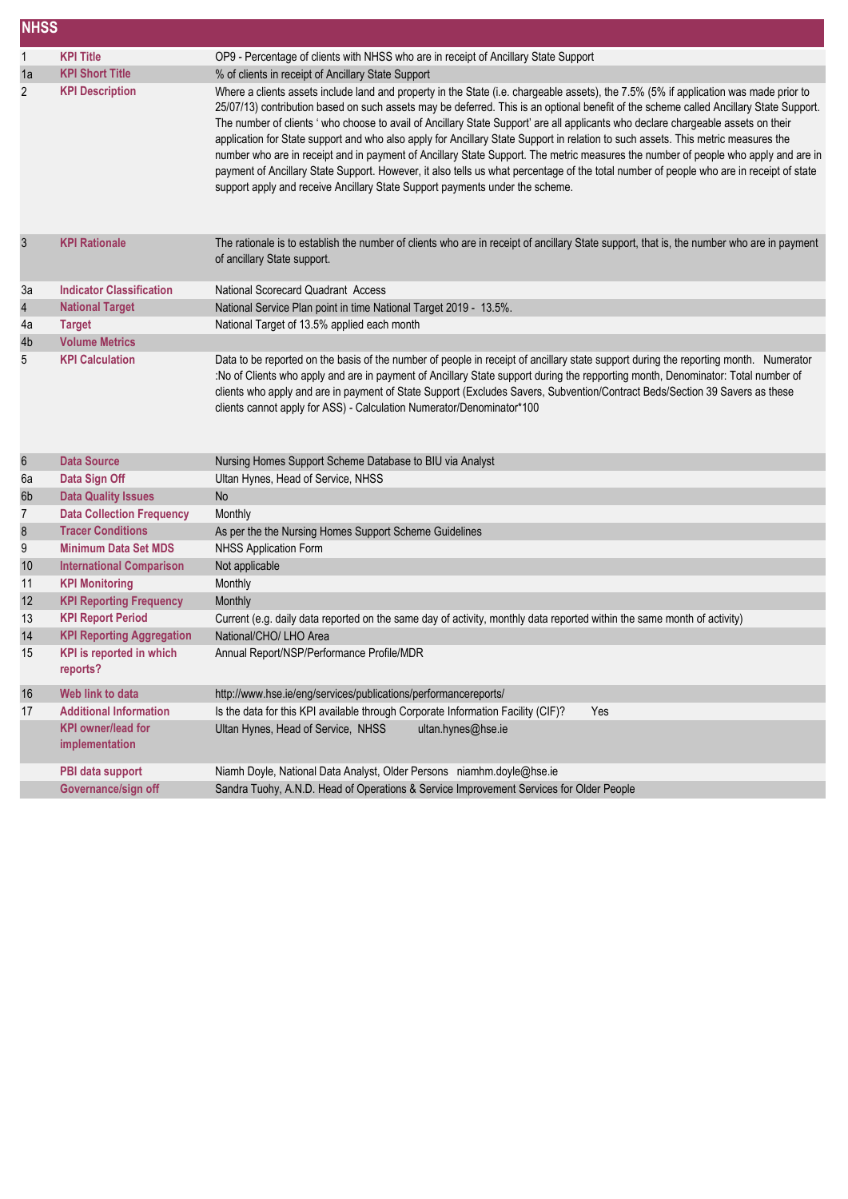## NHSS

| | | |
|---|---|---|
| 1 | **KPI Title** | OP9 - Percentage of clients with NHSS who are in receipt of Ancillary State Support |
| 1a | **KPI Short Title** | % of clients in receipt of Ancillary State Support |
| 2 | **KPI Description** | Where a clients assets include land and property in the State (i.e. chargeable assets), the 7.5% (5% if application was made prior to 25/07/13) contribution based on such assets may be deferred. This is an optional benefit of the scheme called Ancillary State Support. The number of clients ' who choose to avail of Ancillary State Support' are all applicants who declare chargeable assets on their application for State support and who also apply for Ancillary State Support in relation to such assets. This metric measures the number who are in receipt and in payment of Ancillary State Support. The metric measures the number of people who apply and are in payment of Ancillary State Support. However, it also tells us what percentage of the total number of people who are in receipt of state support apply and receive Ancillary State Support payments under the scheme. |
| 3 | **KPI Rationale** | The rationale is to establish the number of clients who are in receipt of ancillary State support, that is, the number who are in payment of ancillary State support. |
| 3a | **Indicator Classification** | National Scorecard Quadrant Access |
| 4 | **National Target** | National Service Plan point in time National Target 2019 - 13.5%. |
| 4a | **Target** | National Target of 13.5% applied each month |
| 4b | **Volume Metrics** | |
| 5 | **KPI Calculation** | Data to be reported on the basis of the number of people in receipt of ancillary state support during the reporting month. Numerator :No of Clients who apply and are in payment of Ancillary State support during the repporting month, Denominator: Total number of clients who apply and are in payment of State Support (Excludes Savers, Subvention/Contract Beds/Section 39 Savers as these clients cannot apply for ASS) - Calculation Numerator/Denominator*100 |
| 6 | **Data Source** | Nursing Homes Support Scheme Database to BIU via Analyst |
| 6a | **Data Sign Off** | Ultan Hynes, Head of Service, NHSS |
| 6b | **Data Quality Issues** | No |
| 7 | **Data Collection Frequency** | Monthly |
| 8 | **Tracer Conditions** | As per the the Nursing Homes Support Scheme Guidelines |
| 9 | **Minimum Data Set MDS** | NHSS Application Form |
| 10 | **International Comparison** | Not applicable |
| 11 | **KPI Monitoring** | Monthly |
| 12 | **KPI Reporting Frequency** | Monthly |
| 13 | **KPI Report Period** | Current (e.g. daily data reported on the same day of activity, monthly data reported within the same month of activity) |
| 14 | **KPI Reporting Aggregation** | National/CHO/ LHO Area |
| 15 | **KPI is reported in which reports?** | Annual Report/NSP/Performance Profile/MDR |
| 16 | **Web link to data** | http://www.hse.ie/eng/services/publications/performancereports/ |
| 17 | **Additional Information** | Is the data for this KPI available through Corporate Information Facility (CIF)? Yes |
| | **KPI owner/lead for implementation** | Ultan Hynes, Head of Service, NHSS ultan.hynes@hse.ie |
| | **PBI data support** | Niamh Doyle, National Data Analyst, Older Persons niamhm.doyle@hse.ie |
| | **Governance/sign off** | Sandra Tuohy, A.N.D. Head of Operations & Service Improvement Services for Older People |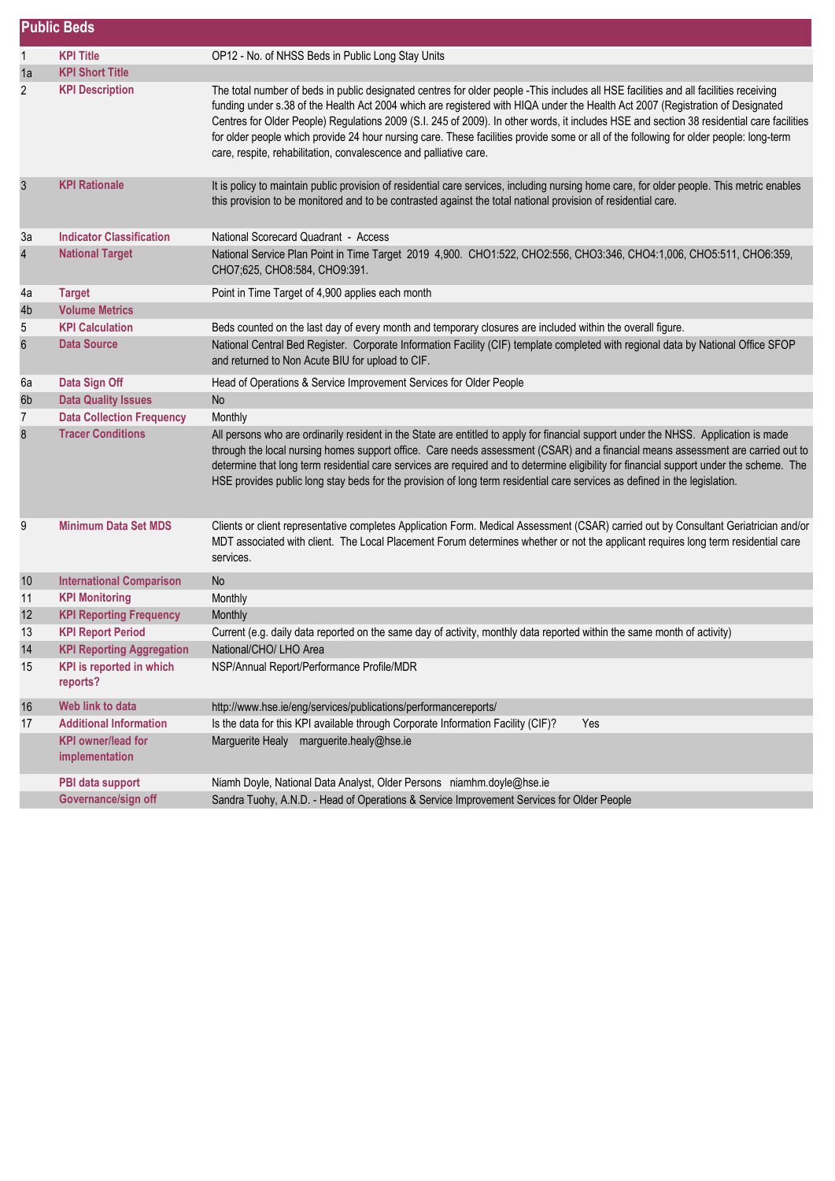## Public Beds

| | | |
|---|---|---|
| 1 | **KPI Title** | OP12 - No. of NHSS Beds in Public Long Stay Units |
| 1a | **KPI Short Title** | |
| 2 | **KPI Description** | The total number of beds in public designated centres for older people -This includes all HSE facilities and all facilities receiving funding under s.38 of the Health Act 2004 which are registered with HIQA under the Health Act 2007 (Registration of Designated Centres for Older People) Regulations 2009 (S.I. 245 of 2009). In other words, it includes HSE and section 38 residential care facilities for older people which provide 24 hour nursing care. These facilities provide some or all of the following for older people: long-term care, respite, rehabilitation, convalescence and palliative care. |
| 3 | **KPI Rationale** | It is policy to maintain public provision of residential care services, including nursing home care, for older people. This metric enables this provision to be monitored and to be contrasted against the total national provision of residential care. |
| 3a | **Indicator Classification** | National Scorecard Quadrant - Access |
| 4 | **National Target** | National Service Plan Point in Time Target 2019 4,900. CHO1:522, CHO2:556, CHO3:346, CHO4:1,006, CHO5:511, CHO6:359, CHO7;625, CHO8:584, CHO9:391. |
| 4a | **Target** | Point in Time Target of 4,900 applies each month |
| 4b | **Volume Metrics** | |
| 5 | **KPI Calculation** | Beds counted on the last day of every month and temporary closures are included within the overall figure. |
| 6 | **Data Source** | National Central Bed Register. Corporate Information Facility (CIF) template completed with regional data by National Office SFOP and returned to Non Acute BIU for upload to CIF. |
| 6a | **Data Sign Off** | Head of Operations & Service Improvement Services for Older People |
| 6b | **Data Quality Issues** | No |
| 7 | **Data Collection Frequency** | Monthly |
| 8 | **Tracer Conditions** | All persons who are ordinarily resident in the State are entitled to apply for financial support under the NHSS. Application is made through the local nursing homes support office. Care needs assessment (CSAR) and a financial means assessment are carried out to determine that long term residential care services are required and to determine eligibility for financial support under the scheme. The HSE provides public long stay beds for the provision of long term residential care services as defined in the legislation. |
| 9 | **Minimum Data Set MDS** | Clients or client representative completes Application Form. Medical Assessment (CSAR) carried out by Consultant Geriatrician and/or MDT associated with client. The Local Placement Forum determines whether or not the applicant requires long term residential care services. |
| 10 | **International Comparison** | No |
| 11 | **KPI Monitoring** | Monthly |
| 12 | **KPI Reporting Frequency** | Monthly |
| 13 | **KPI Report Period** | Current (e.g. daily data reported on the same day of activity, monthly data reported within the same month of activity) |
| 14 | **KPI Reporting Aggregation** | National/CHO/ LHO Area |
| 15 | **KPI is reported in which reports?** | NSP/Annual Report/Performance Profile/MDR |
| 16 | **Web link to data** | http://www.hse.ie/eng/services/publications/performancereports/ |
| 17 | **Additional Information** | Is the data for this KPI available through Corporate Information Facility (CIF)? Yes |
| | **KPI owner/lead for implementation** | Marguerite Healy marguerite.healy@hse.ie |
| | **PBI data support** | Niamh Doyle, National Data Analyst, Older Persons niamhm.doyle@hse.ie |
| | **Governance/sign off** | Sandra Tuohy, A.N.D. - Head of Operations & Service Improvement Services for Older People |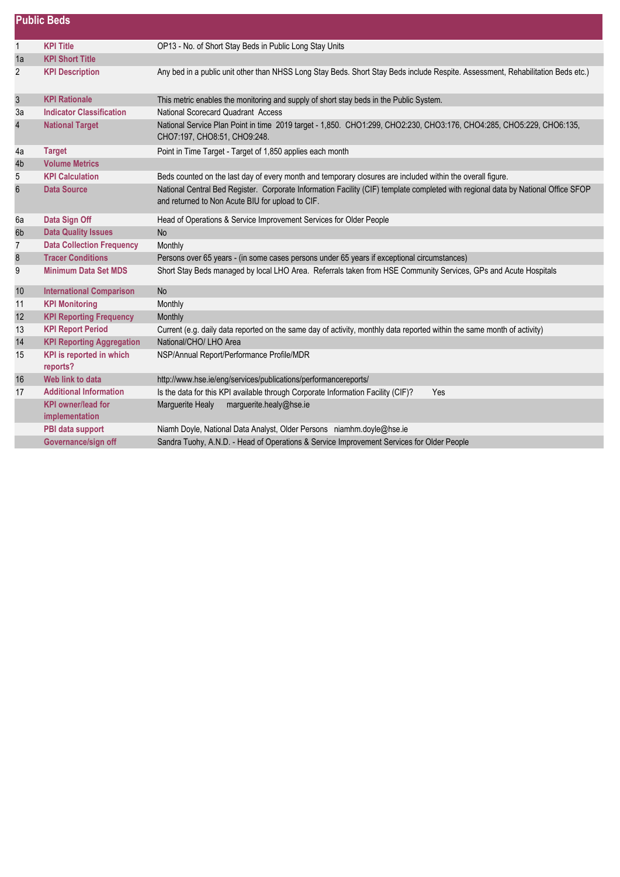## Public Beds

| | | |
|---|---|---|
| 1 | **KPI Title** | OP13 - No. of Short Stay Beds in Public Long Stay Units |
| 1a | **KPI Short Title** | |
| 2 | **KPI Description** | Any bed in a public unit other than NHSS Long Stay Beds. Short Stay Beds include Respite. Assessment, Rehabilitation Beds etc.) |
| 3 | **KPI Rationale** | This metric enables the monitoring and supply of short stay beds in the Public System. |
| 3a | **Indicator Classification** | National Scorecard Quadrant Access |
| 4 | **National Target** | National Service Plan Point in time 2019 target - 1,850. CHO1:299, CHO2:230, CHO3:176, CHO4:285, CHO5:229, CHO6:135, CHO7:197, CHO8:51, CHO9:248. |
| 4a | **Target** | Point in Time Target - Target of 1,850 applies each month |
| 4b | **Volume Metrics** | |
| 5 | **KPI Calculation** | Beds counted on the last day of every month and temporary closures are included within the overall figure. |
| 6 | **Data Source** | National Central Bed Register. Corporate Information Facility (CIF) template completed with regional data by National Office SFOP and returned to Non Acute BIU for upload to CIF. |
| 6a | **Data Sign Off** | Head of Operations & Service Improvement Services for Older People |
| 6b | **Data Quality Issues** | No |
| 7 | **Data Collection Frequency** | Monthly |
| 8 | **Tracer Conditions** | Persons over 65 years - (in some cases persons under 65 years if exceptional circumstances) |
| 9 | **Minimum Data Set MDS** | Short Stay Beds managed by local LHO Area. Referrals taken from HSE Community Services, GPs and Acute Hospitals |
| 10 | **International Comparison** | No |
| 11 | **KPI Monitoring** | Monthly |
| 12 | **KPI Reporting Frequency** | Monthly |
| 13 | **KPI Report Period** | Current (e.g. daily data reported on the same day of activity, monthly data reported within the same month of activity) |
| 14 | **KPI Reporting Aggregation** | National/CHO/ LHO Area |
| 15 | **KPI is reported in which reports?** | NSP/Annual Report/Performance Profile/MDR |
| 16 | **Web link to data** | http://www.hse.ie/eng/services/publications/performancereports/ |
| 17 | **Additional Information** | Is the data for this KPI available through Corporate Information Facility (CIF)? Yes |
| | **KPI owner/lead for implementation** | Marguerite Healy marguerite.healy@hse.ie |
| | **PBI data support** | Niamh Doyle, National Data Analyst, Older Persons niamhm.doyle@hse.ie |
| | **Governance/sign off** | Sandra Tuohy, A.N.D. - Head of Operations & Service Improvement Services for Older People |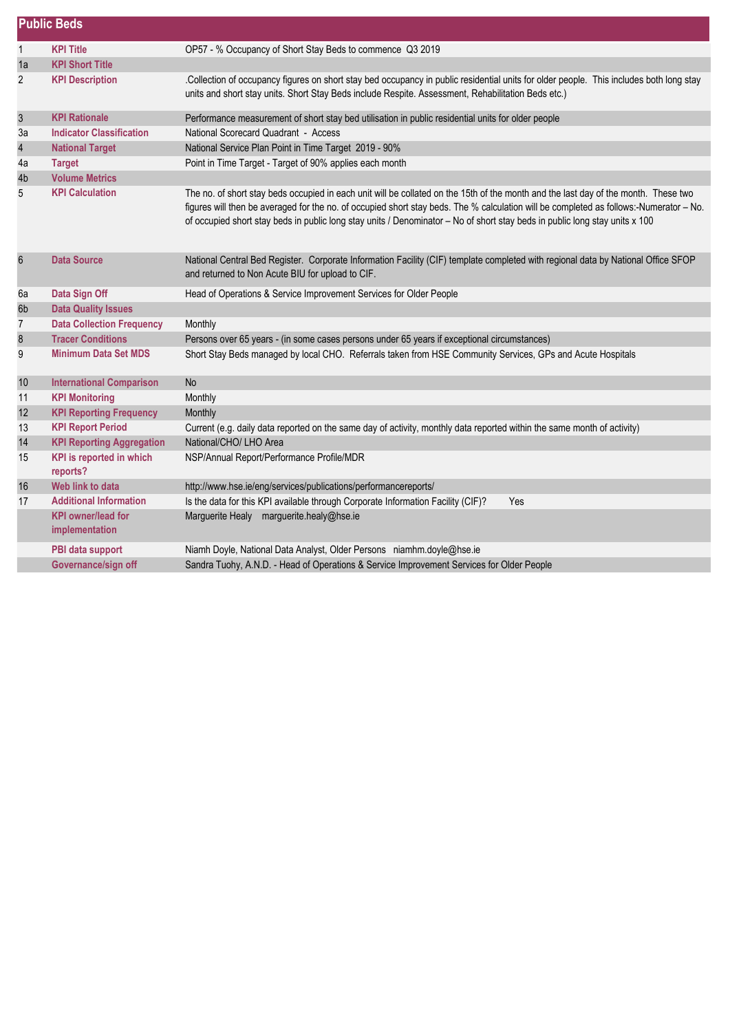## Public Beds

| | | |
|---|---|---|
| 1 | **KPI Title** | OP57 - % Occupancy of Short Stay Beds to commence Q3 2019 |
| 1a | **KPI Short Title** | |
| 2 | **KPI Description** | .Collection of occupancy figures on short stay bed occupancy in public residential units for older people. This includes both long stay units and short stay units. Short Stay Beds include Respite. Assessment, Rehabilitation Beds etc.) |
| 3 | **KPI Rationale** | Performance measurement of short stay bed utilisation in public residential units for older people |
| 3a | **Indicator Classification** | National Scorecard Quadrant - Access |
| 4 | **National Target** | National Service Plan Point in Time Target 2019 - 90% |
| 4a | **Target** | Point in Time Target - Target of 90% applies each month |
| 4b | **Volume Metrics** | |
| 5 | **KPI Calculation** | The no. of short stay beds occupied in each unit will be collated on the 15th of the month and the last day of the month. These two figures will then be averaged for the no. of occupied short stay beds. The % calculation will be completed as follows:-Numerator – No. of occupied short stay beds in public long stay units / Denominator – No of short stay beds in public long stay units x 100 |
| 6 | **Data Source** | National Central Bed Register. Corporate Information Facility (CIF) template completed with regional data by National Office SFOP and returned to Non Acute BIU for upload to CIF. |
| 6a | **Data Sign Off** | Head of Operations & Service Improvement Services for Older People |
| 6b | **Data Quality Issues** | |
| 7 | **Data Collection Frequency** | Monthly |
| 8 | **Tracer Conditions** | Persons over 65 years - (in some cases persons under 65 years if exceptional circumstances) |
| 9 | **Minimum Data Set MDS** | Short Stay Beds managed by local CHO. Referrals taken from HSE Community Services, GPs and Acute Hospitals |
| 10 | **International Comparison** | No |
| 11 | **KPI Monitoring** | Monthly |
| 12 | **KPI Reporting Frequency** | Monthly |
| 13 | **KPI Report Period** | Current (e.g. daily data reported on the same day of activity, monthly data reported within the same month of activity) |
| 14 | **KPI Reporting Aggregation** | National/CHO/ LHO Area |
| 15 | **KPI is reported in which reports?** | NSP/Annual Report/Performance Profile/MDR |
| 16 | **Web link to data** | http://www.hse.ie/eng/services/publications/performancereports/ |
| 17 | **Additional Information** | Is the data for this KPI available through Corporate Information Facility (CIF)? Yes |
| | **KPI owner/lead for implementation** | Marguerite Healy marguerite.healy@hse.ie |
| | **PBI data support** | Niamh Doyle, National Data Analyst, Older Persons niamhm.doyle@hse.ie |
| | **Governance/sign off** | Sandra Tuohy, A.N.D. - Head of Operations & Service Improvement Services for Older People |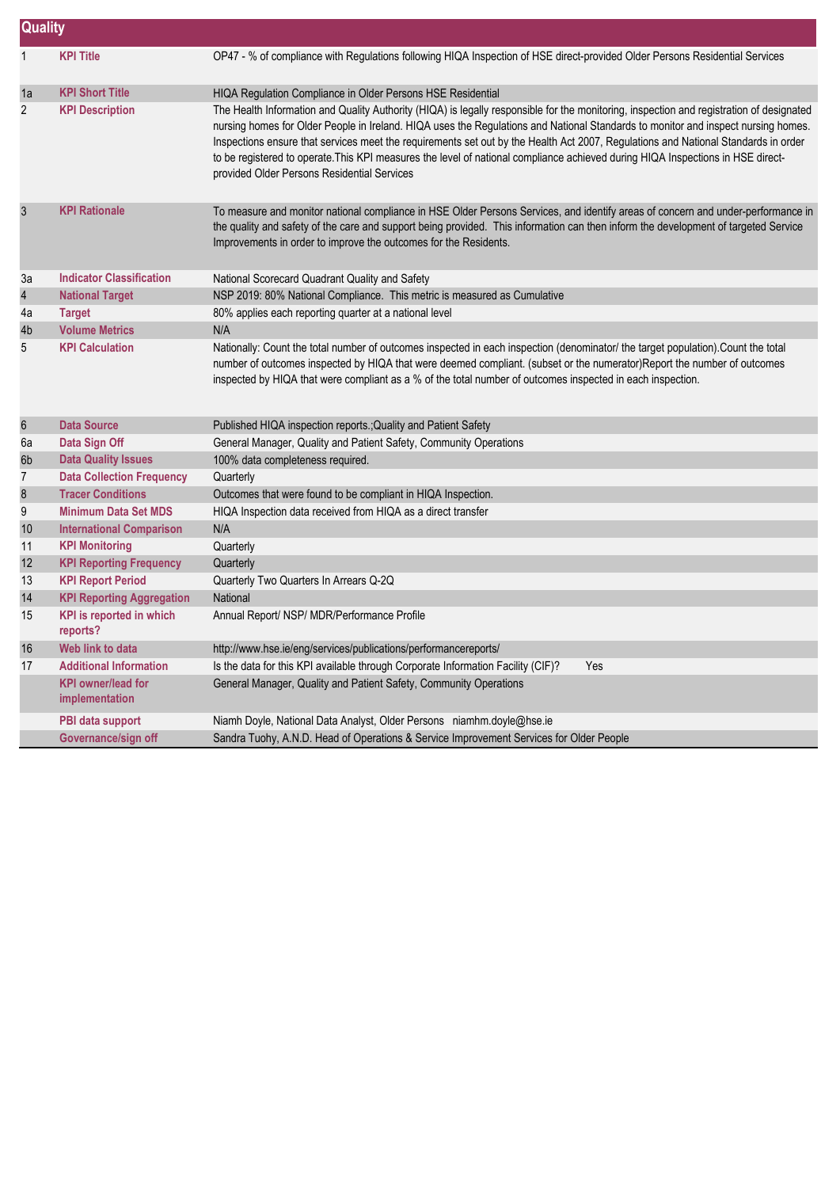| Quality | | |
|---|---|---|
| 1 | **KPI Title** | OP47 - % of compliance with Regulations following HIQA Inspection of HSE direct-provided Older Persons Residential Services |
| 1a | **KPI Short Title** | HIQA Regulation Compliance in Older Persons HSE Residential |
| 2 | **KPI Description** | The Health Information and Quality Authority (HIQA) is legally responsible for the monitoring, inspection and registration of designated nursing homes for Older People in Ireland. HIQA uses the Regulations and National Standards to monitor and inspect nursing homes. Inspections ensure that services meet the requirements set out by the Health Act 2007, Regulations and National Standards in order to be registered to operate.This KPI measures the level of national compliance achieved during HIQA Inspections in HSE direct-provided Older Persons Residential Services |
| 3 | **KPI Rationale** | To measure and monitor national compliance in HSE Older Persons Services, and identify areas of concern and under-performance in the quality and safety of the care and support being provided. This information can then inform the development of targeted Service Improvements in order to improve the outcomes for the Residents. |
| 3a | **Indicator Classification** | National Scorecard Quadrant Quality and Safety |
| 4 | **National Target** | NSP 2019: 80% National Compliance. This metric is measured as Cumulative |
| 4a | **Target** | 80% applies each reporting quarter at a national level |
| 4b | **Volume Metrics** | N/A |
| 5 | **KPI Calculation** | Nationally: Count the total number of outcomes inspected in each inspection (denominator/ the target population).Count the total number of outcomes inspected by HIQA that were deemed compliant. (subset or the numerator)Report the number of outcomes inspected by HIQA that were compliant as a % of the total number of outcomes inspected in each inspection. |
| 6 | **Data Source** | Published HIQA inspection reports.;Quality and Patient Safety |
| 6a | **Data Sign Off** | General Manager, Quality and Patient Safety, Community Operations |
| 6b | **Data Quality Issues** | 100% data completeness required. |
| 7 | **Data Collection Frequency** | Quarterly |
| 8 | **Tracer Conditions** | Outcomes that were found to be compliant in HIQA Inspection. |
| 9 | **Minimum Data Set MDS** | HIQA Inspection data received from HIQA as a direct transfer |
| 10 | **International Comparison** | N/A |
| 11 | **KPI Monitoring** | Quarterly |
| 12 | **KPI Reporting Frequency** | Quarterly |
| 13 | **KPI Report Period** | Quarterly Two Quarters In Arrears Q-2Q |
| 14 | **KPI Reporting Aggregation** | National |
| 15 | **KPI is reported in which reports?** | Annual Report/ NSP/ MDR/Performance Profile |
| 16 | **Web link to data** | http://www.hse.ie/eng/services/publications/performancereports/ |
| 17 | **Additional Information** | Is the data for this KPI available through Corporate Information Facility (CIF)? Yes |
| | **KPI owner/lead for implementation** | General Manager, Quality and Patient Safety, Community Operations |
| | **PBI data support** | Niamh Doyle, National Data Analyst, Older Persons niamhm.doyle@hse.ie |
| | **Governance/sign off** | Sandra Tuohy, A.N.D. Head of Operations & Service Improvement Services for Older People |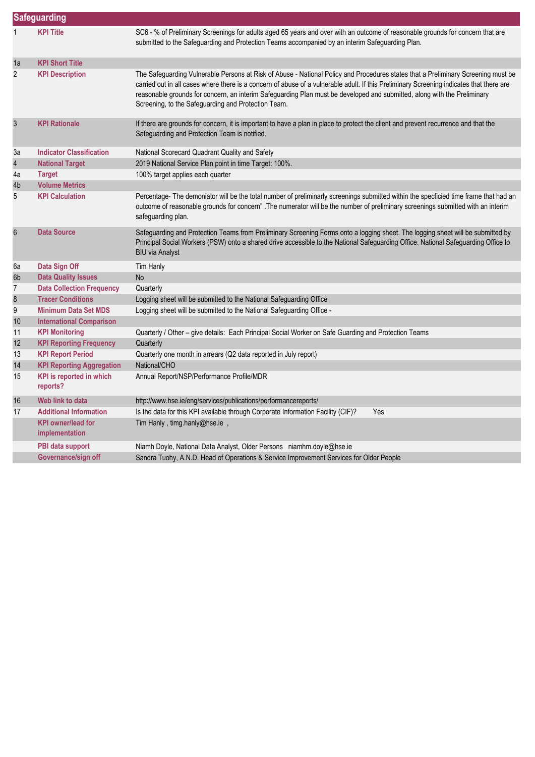| Safeguarding | | |
|---|---|---|
| 1 | **KPI Title** | SC6 - % of Preliminary Screenings for adults aged 65 years and over with an outcome of reasonable grounds for concern that are submitted to the Safeguarding and Protection Teams accompanied by an interim Safeguarding Plan. |
| 1a | **KPI Short Title** | |
| 2 | **KPI Description** | The Safeguarding Vulnerable Persons at Risk of Abuse - National Policy and Procedures states that a Preliminary Screening must be carried out in all cases where there is a concern of abuse of a vulnerable adult. If this Preliminary Screening indicates that there are reasonable grounds for concern, an interim Safeguarding Plan must be developed and submitted, along with the Preliminary Screening, to the Safeguarding and Protection Team. |
| 3 | **KPI Rationale** | If there are grounds for concern, it is important to have a plan in place to protect the client and prevent recurrence and that the Safeguarding and Protection Team is notified. |
| 3a | **Indicator Classification** | National Scorecard Quadrant Quality and Safety |
| 4 | **National Target** | 2019 National Service Plan point in time Target: 100%. |
| 4a | **Target** | 100% target applies each quarter |
| 4b | **Volume Metrics** | |
| 5 | **KPI Calculation** | Percentage- The demoniator will be the total number of preliminarly screenings submitted within the specficied time frame that had an outcome of reasonable grounds for concern" .The numerator will be the number of preliminary screenings submitted with an interim safeguarding plan. |
| 6 | **Data Source** | Safeguarding and Protection Teams from Preliminary Screening Forms onto a logging sheet. The logging sheet will be submitted by Principal Social Workers (PSW) onto a shared drive accessible to the National Safeguarding Office. National Safeguarding Office to BIU via Analyst |
| 6a | **Data Sign Off** | Tim Hanly |
| 6b | **Data Quality Issues** | No |
| 7 | **Data Collection Frequency** | Quarterly |
| 8 | **Tracer Conditions** | Logging sheet will be submitted to the National Safeguarding Office |
| 9 | **Minimum Data Set MDS** | Logging sheet will be submitted to the National Safeguarding Office - |
| 10 | **International Comparison** | |
| 11 | **KPI Monitoring** | Quarterly / Other – give details: Each Principal Social Worker on Safe Guarding and Protection Teams |
| 12 | **KPI Reporting Frequency** | Quarterly |
| 13 | **KPI Report Period** | Quarterly one month in arrears (Q2 data reported in July report) |
| 14 | **KPI Reporting Aggregation** | National/CHO |
| 15 | **KPI is reported in which reports?** | Annual Report/NSP/Performance Profile/MDR |
| 16 | **Web link to data** | http://www.hse.ie/eng/services/publications/performancereports/ |
| 17 | **Additional Information** | Is the data for this KPI available through Corporate Information Facility (CIF)? Yes |
| | **KPI owner/lead for implementation** | Tim Hanly , timg.hanly@hse.ie , |
| | **PBI data support** | Niamh Doyle, National Data Analyst, Older Persons niamhm.doyle@hse.ie |
| | **Governance/sign off** | Sandra Tuohy, A.N.D. Head of Operations & Service Improvement Services for Older People |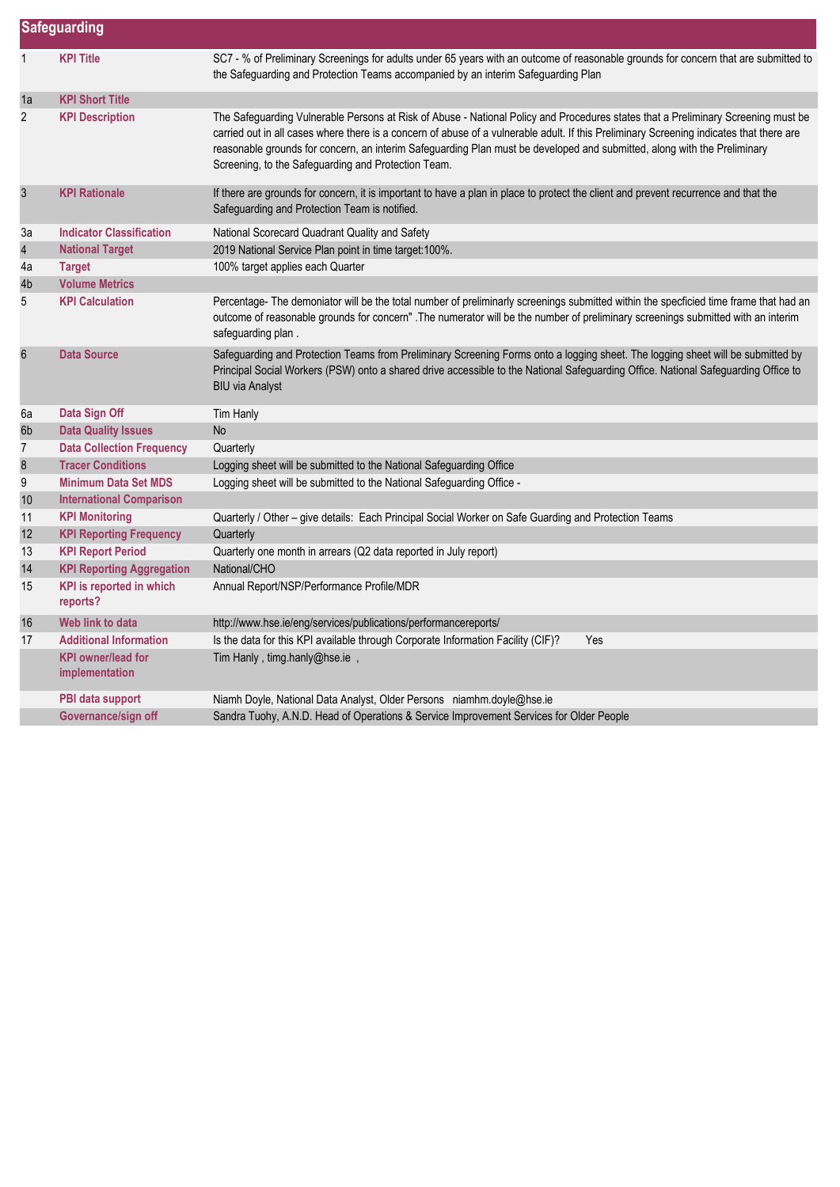## Safeguarding

| | | |
|---|---|---|
| 1 | **KPI Title** | SC7 - % of Preliminary Screenings for adults under 65 years with an outcome of reasonable grounds for concern that are submitted to the Safeguarding and Protection Teams accompanied by an interim Safeguarding Plan |
| 1a | **KPI Short Title** | |
| 2 | **KPI Description** | The Safeguarding Vulnerable Persons at Risk of Abuse - National Policy and Procedures states that a Preliminary Screening must be carried out in all cases where there is a concern of abuse of a vulnerable adult. If this Preliminary Screening indicates that there are reasonable grounds for concern, an interim Safeguarding Plan must be developed and submitted, along with the Preliminary Screening, to the Safeguarding and Protection Team. |
| 3 | **KPI Rationale** | If there are grounds for concern, it is important to have a plan in place to protect the client and prevent recurrence and that the Safeguarding and Protection Team is notified. |
| 3a | **Indicator Classification** | National Scorecard Quadrant Quality and Safety |
| 4 | **National Target** | 2019 National Service Plan point in time target:100%. |
| 4a | **Target** | 100% target applies each Quarter |
| 4b | **Volume Metrics** | |
| 5 | **KPI Calculation** | Percentage- The demoniator will be the total number of preliminarly screenings submitted within the specficied time frame that had an outcome of reasonable grounds for concern" .The numerator will be the number of preliminary screenings submitted with an interim safeguarding plan . |
| 6 | **Data Source** | Safeguarding and Protection Teams from Preliminary Screening Forms onto a logging sheet. The logging sheet will be submitted by Principal Social Workers (PSW) onto a shared drive accessible to the National Safeguarding Office. National Safeguarding Office to BIU via Analyst |
| 6a | **Data Sign Off** | Tim Hanly |
| 6b | **Data Quality Issues** | No |
| 7 | **Data Collection Frequency** | Quarterly |
| 8 | **Tracer Conditions** | Logging sheet will be submitted to the National Safeguarding Office |
| 9 | **Minimum Data Set MDS** | Logging sheet will be submitted to the National Safeguarding Office - |
| 10 | **International Comparison** | |
| 11 | **KPI Monitoring** | Quarterly / Other – give details: Each Principal Social Worker on Safe Guarding and Protection Teams |
| 12 | **KPI Reporting Frequency** | Quarterly |
| 13 | **KPI Report Period** | Quarterly one month in arrears (Q2 data reported in July report) |
| 14 | **KPI Reporting Aggregation** | National/CHO |
| 15 | **KPI is reported in which reports?** | Annual Report/NSP/Performance Profile/MDR |
| 16 | **Web link to data** | http://www.hse.ie/eng/services/publications/performancereports/ |
| 17 | **Additional Information** | Is the data for this KPI available through Corporate Information Facility (CIF)? Yes |
| | **KPI owner/lead for implementation** | Tim Hanly , timg.hanly@hse.ie , |
| | **PBI data support** | Niamh Doyle, National Data Analyst, Older Persons niamhm.doyle@hse.ie |
| | **Governance/sign off** | Sandra Tuohy, A.N.D. Head of Operations & Service Improvement Services for Older People |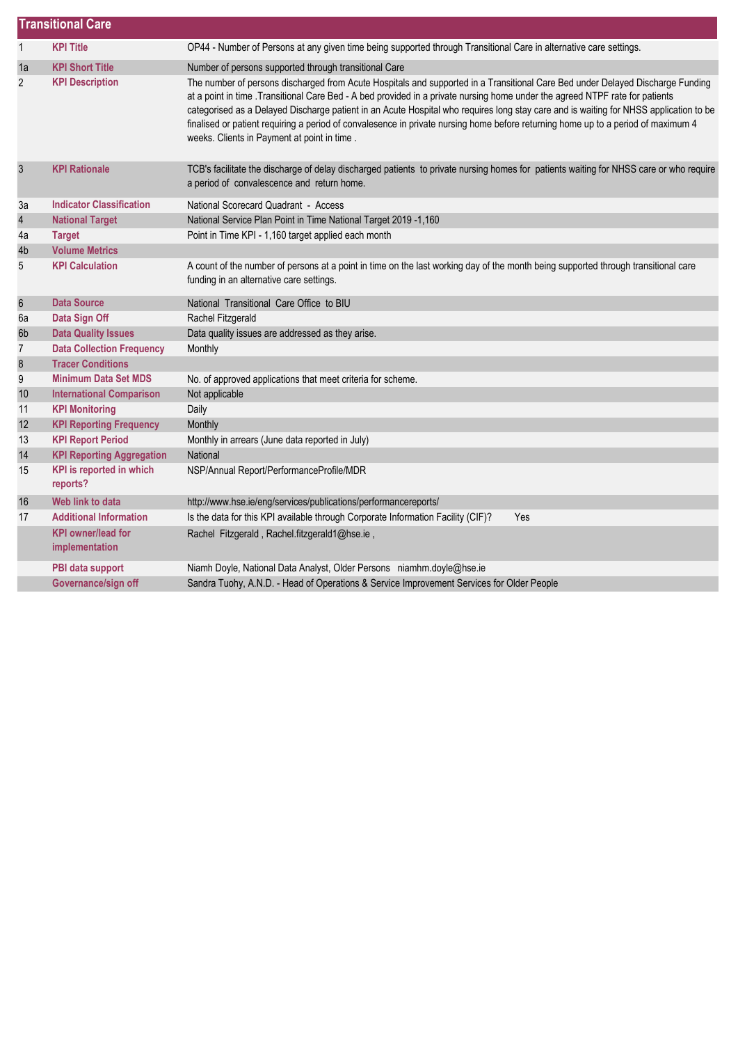## Transitional Care

| | | |
|---|---|---|
| 1 | **KPI Title** | OP44 - Number of Persons at any given time being supported through Transitional Care in alternative care settings. |
| 1a | **KPI Short Title** | Number of persons supported through transitional Care |
| 2 | **KPI Description** | The number of persons discharged from Acute Hospitals and supported in a Transitional Care Bed under Delayed Discharge Funding at a point in time .Transitional Care Bed - A bed provided in a private nursing home under the agreed NTPF rate for patients categorised as a Delayed Discharge patient in an Acute Hospital who requires long stay care and is waiting for NHSS application to be finalised or patient requiring a period of convalesence in private nursing home before returning home up to a period of maximum 4 weeks. Clients in Payment at point in time . |
| 3 | **KPI Rationale** | TCB's facilitate the discharge of delay discharged patients to private nursing homes for patients waiting for NHSS care or who require a period of convalescence and return home. |
| 3a | **Indicator Classification** | National Scorecard Quadrant - Access |
| 4 | **National Target** | National Service Plan Point in Time National Target 2019 -1,160 |
| 4a | **Target** | Point in Time KPI - 1,160 target applied each month |
| 4b | **Volume Metrics** | |
| 5 | **KPI Calculation** | A count of the number of persons at a point in time on the last working day of the month being supported through transitional care funding in an alternative care settings. |
| 6 | **Data Source** | National Transitional Care Office to BIU |
| 6a | **Data Sign Off** | Rachel Fitzgerald |
| 6b | **Data Quality Issues** | Data quality issues are addressed as they arise. |
| 7 | **Data Collection Frequency** | Monthly |
| 8 | **Tracer Conditions** | |
| 9 | **Minimum Data Set MDS** | No. of approved applications that meet criteria for scheme. |
| 10 | **International Comparison** | Not applicable |
| 11 | **KPI Monitoring** | Daily |
| 12 | **KPI Reporting Frequency** | Monthly |
| 13 | **KPI Report Period** | Monthly in arrears (June data reported in July) |
| 14 | **KPI Reporting Aggregation** | National |
| 15 | **KPI is reported in which reports?** | NSP/Annual Report/PerformanceProfile/MDR |
| 16 | **Web link to data** | http://www.hse.ie/eng/services/publications/performancereports/ |
| 17 | **Additional Information** | Is the data for this KPI available through Corporate Information Facility (CIF)? Yes |
| | **KPI owner/lead for implementation** | Rachel Fitzgerald , Rachel.fitzgerald1@hse.ie , |
| | **PBI data support** | Niamh Doyle, National Data Analyst, Older Persons niamhm.doyle@hse.ie |
| | **Governance/sign off** | Sandra Tuohy, A.N.D. - Head of Operations & Service Improvement Services for Older People |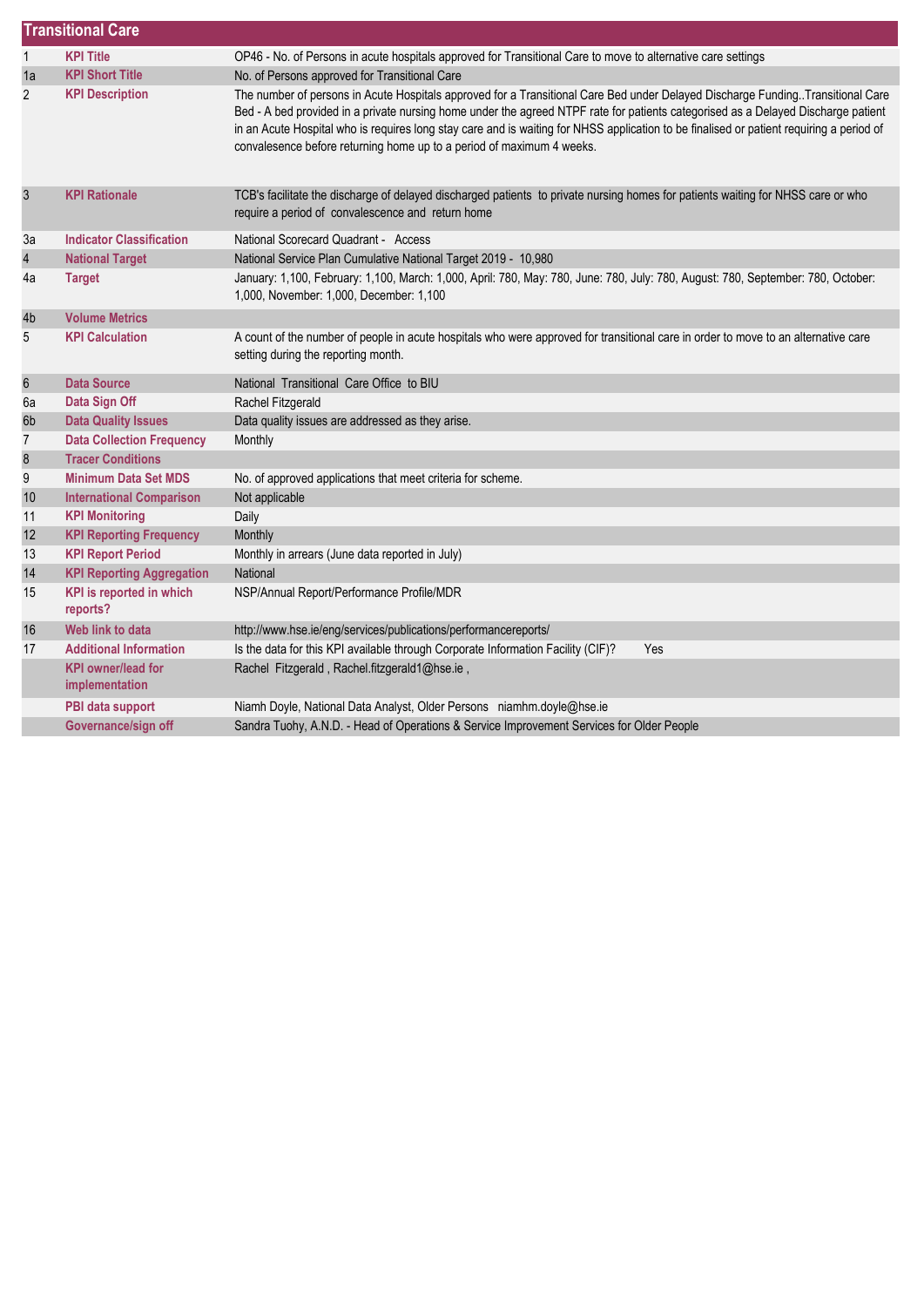## Transitional Care

| # | Field | Value |
|---|---|---|
| 1 | **KPI Title** | OP46 - No. of Persons in acute hospitals approved for Transitional Care to move to alternative care settings |
| 1a | **KPI Short Title** | No. of Persons approved for Transitional Care |
| 2 | **KPI Description** | The number of persons in Acute Hospitals approved for a Transitional Care Bed under Delayed Discharge Funding..Transitional Care Bed - A bed provided in a private nursing home under the agreed NTPF rate for patients categorised as a Delayed Discharge patient in an Acute Hospital who is requires long stay care and is waiting for NHSS application to be finalised or patient requiring a period of convalesence before returning home up to a period of maximum 4 weeks. |
| 3 | **KPI Rationale** | TCB's facilitate the discharge of delayed discharged patients to private nursing homes for patients waiting for NHSS care or who require a period of convalescence and return home |
| 3a | **Indicator Classification** | National Scorecard Quadrant - Access |
| 4 | **National Target** | National Service Plan Cumulative National Target 2019 - 10,980 |
| 4a | **Target** | January: 1,100, February: 1,100, March: 1,000, April: 780, May: 780, June: 780, July: 780, August: 780, September: 780, October: 1,000, November: 1,000, December: 1,100 |
| 4b | **Volume Metrics** | |
| 5 | **KPI Calculation** | A count of the number of people in acute hospitals who were approved for transitional care in order to move to an alternative care setting during the reporting month. |
| 6 | **Data Source** | National Transitional Care Office to BIU |
| 6a | **Data Sign Off** | Rachel Fitzgerald |
| 6b | **Data Quality Issues** | Data quality issues are addressed as they arise. |
| 7 | **Data Collection Frequency** | Monthly |
| 8 | **Tracer Conditions** | |
| 9 | **Minimum Data Set MDS** | No. of approved applications that meet criteria for scheme. |
| 10 | **International Comparison** | Not applicable |
| 11 | **KPI Monitoring** | Daily |
| 12 | **KPI Reporting Frequency** | Monthly |
| 13 | **KPI Report Period** | Monthly in arrears (June data reported in July) |
| 14 | **KPI Reporting Aggregation** | National |
| 15 | **KPI is reported in which reports?** | NSP/Annual Report/Performance Profile/MDR |
| 16 | **Web link to data** | http://www.hse.ie/eng/services/publications/performancereports/ |
| 17 | **Additional Information** | Is the data for this KPI available through Corporate Information Facility (CIF)? Yes |
| | **KPI owner/lead for implementation** | Rachel Fitzgerald , Rachel.fitzgerald1@hse.ie , |
| | **PBI data support** | Niamh Doyle, National Data Analyst, Older Persons niamhm.doyle@hse.ie |
| | **Governance/sign off** | Sandra Tuohy, A.N.D. - Head of Operations & Service Improvement Services for Older People |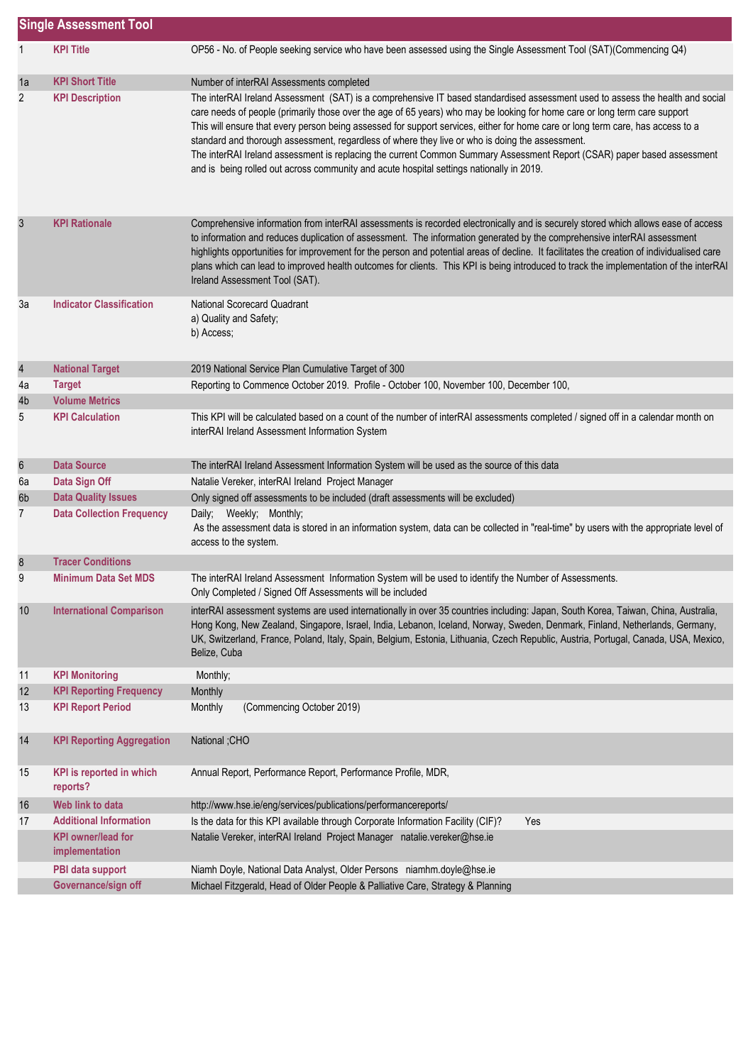| Single Assessment Tool | | |
|---|---|---|
| 1 | **KPI Title** | OP56 - No. of People seeking service who have been assessed using the Single Assessment Tool (SAT)(Commencing Q4) |
| 1a | **KPI Short Title** | Number of interRAI Assessments completed |
| 2 | **KPI Description** | The interRAI Ireland Assessment (SAT) is a comprehensive IT based standardised assessment used to assess the health and social care needs of people (primarily those over the age of 65 years) who may be looking for home care or long term care support<br>This will ensure that every person being assessed for support services, either for home care or long term care, has access to a standard and thorough assessment, regardless of where they live or who is doing the assessment.<br>The interRAI Ireland assessment is replacing the current Common Summary Assessment Report (CSAR) paper based assessment and is being rolled out across community and acute hospital settings nationally in 2019. |
| 3 | **KPI Rationale** | Comprehensive information from interRAI assessments is recorded electronically and is securely stored which allows ease of access to information and reduces duplication of assessment. The information generated by the comprehensive interRAI assessment highlights opportunities for improvement for the person and potential areas of decline. It facilitates the creation of individualised care plans which can lead to improved health outcomes for clients. This KPI is being introduced to track the implementation of the interRAI Ireland Assessment Tool (SAT). |
| 3a | **Indicator Classification** | National Scorecard Quadrant<br>a) Quality and Safety;<br>b) Access; |
| 4 | **National Target** | 2019 National Service Plan Cumulative Target of 300 |
| 4a | **Target** | Reporting to Commence October 2019. Profile - October 100, November 100, December 100, |
| 4b | **Volume Metrics** | |
| 5 | **KPI Calculation** | This KPI will be calculated based on a count of the number of interRAI assessments completed / signed off in a calendar month on interRAI Ireland Assessment Information System |
| 6 | **Data Source** | The interRAI Ireland Assessment Information System will be used as the source of this data |
| 6a | **Data Sign Off** | Natalie Vereker, interRAI Ireland Project Manager |
| 6b | **Data Quality Issues** | Only signed off assessments to be included (draft assessments will be excluded) |
| 7 | **Data Collection Frequency** | Daily; Weekly; Monthly;<br>As the assessment data is stored in an information system, data can be collected in "real-time" by users with the appropriate level of access to the system. |
| 8 | **Tracer Conditions** | |
| 9 | **Minimum Data Set MDS** | The interRAI Ireland Assessment Information System will be used to identify the Number of Assessments.<br>Only Completed / Signed Off Assessments will be included |
| 10 | **International Comparison** | interRAI assessment systems are used internationally in over 35 countries including: Japan, South Korea, Taiwan, China, Australia, Hong Kong, New Zealand, Singapore, Israel, India, Lebanon, Iceland, Norway, Sweden, Denmark, Finland, Netherlands, Germany, UK, Switzerland, France, Poland, Italy, Spain, Belgium, Estonia, Lithuania, Czech Republic, Austria, Portugal, Canada, USA, Mexico, Belize, Cuba |
| 11 | **KPI Monitoring** | Monthly; |
| 12 | **KPI Reporting Frequency** | Monthly |
| 13 | **KPI Report Period** | Monthly (Commencing October 2019) |
| 14 | **KPI Reporting Aggregation** | National ;CHO |
| 15 | **KPI is reported in which reports?** | Annual Report, Performance Report, Performance Profile, MDR, |
| 16 | **Web link to data** | http://www.hse.ie/eng/services/publications/performancereports/ |
| 17 | **Additional Information** | Is the data for this KPI available through Corporate Information Facility (CIF)? Yes |
| | **KPI owner/lead for implementation** | Natalie Vereker, interRAI Ireland Project Manager natalie.vereker@hse.ie |
| | **PBI data support** | Niamh Doyle, National Data Analyst, Older Persons niamhm.doyle@hse.ie |
| | **Governance/sign off** | Michael Fitzgerald, Head of Older People & Palliative Care, Strategy & Planning |